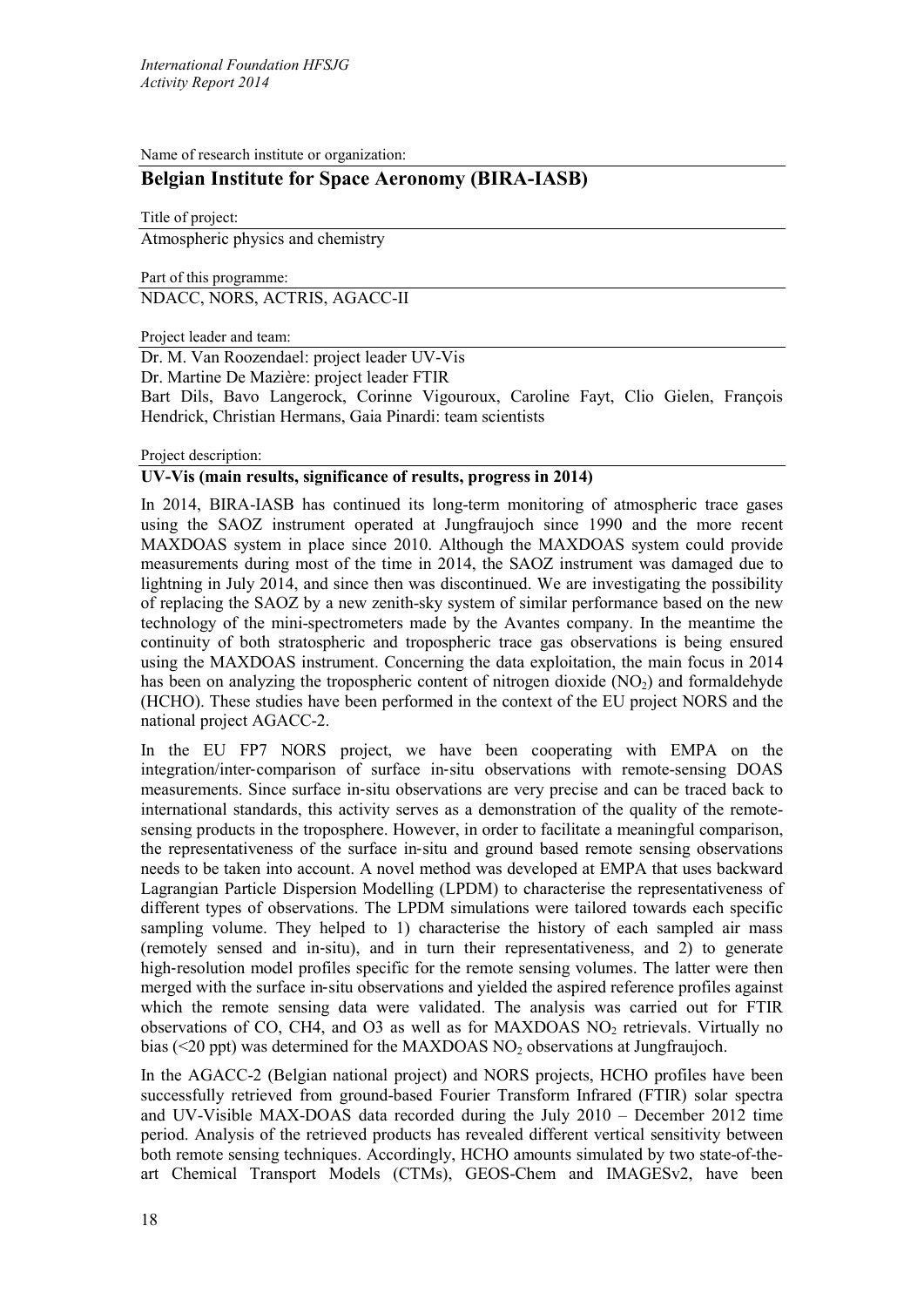Name of research institute or organization:

## Belgian Institute for Space Aeronomy (BIRA-IASB)

Title of project:

Atmospheric physics and chemistry

Part of this programme:

NDACC, NORS, ACTRIS, AGACC-II

Project leader and team:

Dr. M. Van Roozendael: project leader UV-Vis

Dr. Martine De Mazière: project leader FTIR

Bart Dils, Bavo Langerock, Corinne Vigouroux, Caroline Fayt, Clio Gielen, François Hendrick, Christian Hermans, Gaia Pinardi: team scientists

Project description:

### UV-Vis (main results, significance of results, progress in 2014)

In 2014, BIRA-IASB has continued its long-term monitoring of atmospheric trace gases using the SAOZ instrument operated at Jungfraujoch since 1990 and the more recent MAXDOAS system in place since 2010. Although the MAXDOAS system could provide measurements during most of the time in 2014, the SAOZ instrument was damaged due to lightning in July 2014, and since then was discontinued. We are investigating the possibility of replacing the SAOZ by a new zenith-sky system of similar performance based on the new technology of the mini-spectrometers made by the Avantes company. In the meantime the continuity of both stratospheric and tropospheric trace gas observations is being ensured using the MAXDOAS instrument. Concerning the data exploitation, the main focus in 2014 has been on analyzing the tropospheric content of nitrogen dioxide ($NO_2$) and formaldehyde (HCHO). These studies have been performed in the context of the EU project NORS and the national project AGACC-2.

In the EU FP7 NORS project, we have been cooperating with EMPA on the integration/inter-comparison of surface in-situ observations with remote-sensing DOAS measurements. Since surface in-situ observations are very precise and can be traced back to international standards, this activity serves as a demonstration of the quality of the remote-sensing products in the troposphere. However, in order to facilitate a meaningful comparison, the representativeness of the surface in-situ and ground based remote sensing observations needs to be taken into account. A novel method was developed at EMPA that uses backward Lagrangian Particle Dispersion Modelling (LPDM) to characterise the representativeness of different types of observations. The LPDM simulations were tailored towards each specific sampling volume. They helped to 1) characterise the history of each sampled air mass (remotely sensed and in-situ), and in turn their representativeness, and 2) to generate high-resolution model profiles specific for the remote sensing volumes. The latter were then merged with the surface in-situ observations and yielded the aspired reference profiles against which the remote sensing data were validated. The analysis was carried out for FTIR observations of CO, CH4, and O3 as well as for MAXDOAS $NO_2$ retrievals. Virtually no bias (<20 ppt) was determined for the MAXDOAS $NO_2$ observations at Jungfraujoch.

In the AGACC-2 (Belgian national project) and NORS projects, HCHO profiles have been successfully retrieved from ground-based Fourier Transform Infrared (FTIR) solar spectra and UV-Visible MAX-DOAS data recorded during the July 2010 – December 2012 time period. Analysis of the retrieved products has revealed different vertical sensitivity between both remote sensing techniques. Accordingly, HCHO amounts simulated by two state-of-the-art Chemical Transport Models (CTMs), GEOS-Chem and IMAGESv2, have been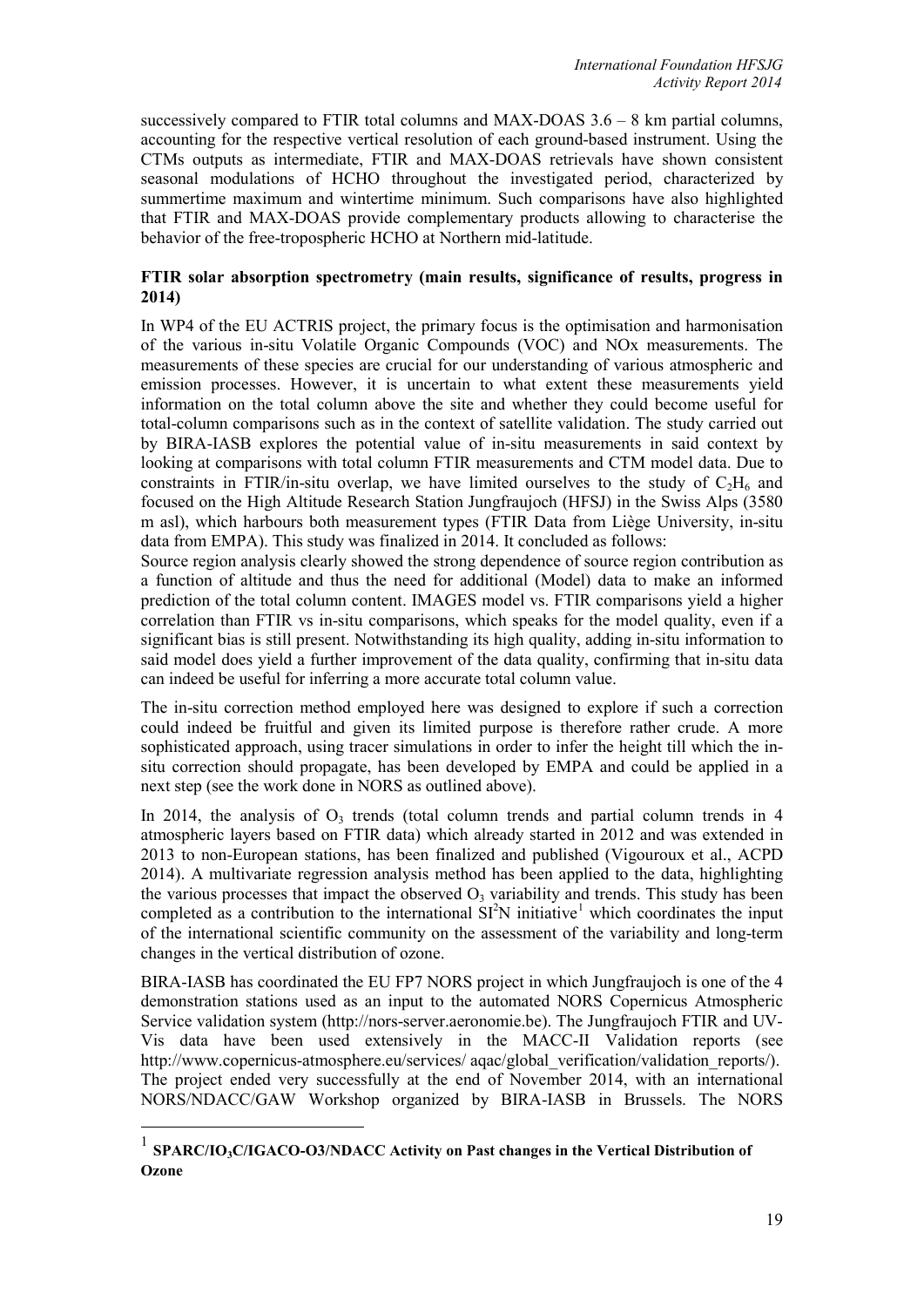successively compared to FTIR total columns and MAX-DOAS 3.6 – 8 km partial columns, accounting for the respective vertical resolution of each ground-based instrument. Using the CTMs outputs as intermediate, FTIR and MAX-DOAS retrievals have shown consistent seasonal modulations of HCHO throughout the investigated period, characterized by summertime maximum and wintertime minimum. Such comparisons have also highlighted that FTIR and MAX-DOAS provide complementary products allowing to characterise the behavior of the free-tropospheric HCHO at Northern mid-latitude.

**FTIR solar absorption spectrometry (main results, significance of results, progress in 2014)**

In WP4 of the EU ACTRIS project, the primary focus is the optimisation and harmonisation of the various in-situ Volatile Organic Compounds (VOC) and NOx measurements. The measurements of these species are crucial for our understanding of various atmospheric and emission processes. However, it is uncertain to what extent these measurements yield information on the total column above the site and whether they could become useful for total-column comparisons such as in the context of satellite validation. The study carried out by BIRA-IASB explores the potential value of in-situ measurements in said context by looking at comparisons with total column FTIR measurements and CTM model data. Due to constraints in FTIR/in-situ overlap, we have limited ourselves to the study of $C_2H_6$ and focused on the High Altitude Research Station Jungfraujoch (HFSJ) in the Swiss Alps (3580 m asl), which harbours both measurement types (FTIR Data from Liège University, in-situ data from EMPA). This study was finalized in 2014. It concluded as follows:
Source region analysis clearly showed the strong dependence of source region contribution as a function of altitude and thus the need for additional (Model) data to make an informed prediction of the total column content. IMAGES model vs. FTIR comparisons yield a higher correlation than FTIR vs in-situ comparisons, which speaks for the model quality, even if a significant bias is still present. Notwithstanding its high quality, adding in-situ information to said model does yield a further improvement of the data quality, confirming that in-situ data can indeed be useful for inferring a more accurate total column value.

The in-situ correction method employed here was designed to explore if such a correction could indeed be fruitful and given its limited purpose is therefore rather crude. A more sophisticated approach, using tracer simulations in order to infer the height till which the in-situ correction should propagate, has been developed by EMPA and could be applied in a next step (see the work done in NORS as outlined above).

In 2014, the analysis of $O_3$ trends (total column trends and partial column trends in 4 atmospheric layers based on FTIR data) which already started in 2012 and was extended in 2013 to non-European stations, has been finalized and published (Vigouroux et al., ACPD 2014). A multivariate regression analysis method has been applied to the data, highlighting the various processes that impact the observed $O_3$ variability and trends. This study has been completed as a contribution to the international $SI^2N$ initiative[1] which coordinates the input of the international scientific community on the assessment of the variability and long-term changes in the vertical distribution of ozone.

BIRA-IASB has coordinated the EU FP7 NORS project in which Jungfraujoch is one of the 4 demonstration stations used as an input to the automated NORS Copernicus Atmospheric Service validation system (http://nors-server.aeronomie.be). The Jungfraujoch FTIR and UV-Vis data have been used extensively in the MACC-II Validation reports (see http://www.copernicus-atmosphere.eu/services/ aqac/global_verification/validation_reports/). The project ended very successfully at the end of November 2014, with an international NORS/NDACC/GAW Workshop organized by BIRA-IASB in Brussels. The NORS

[1] **SPARC/IO$_3$C/IGACO-O3/NDACC Activity on Past changes in the Vertical Distribution of Ozone**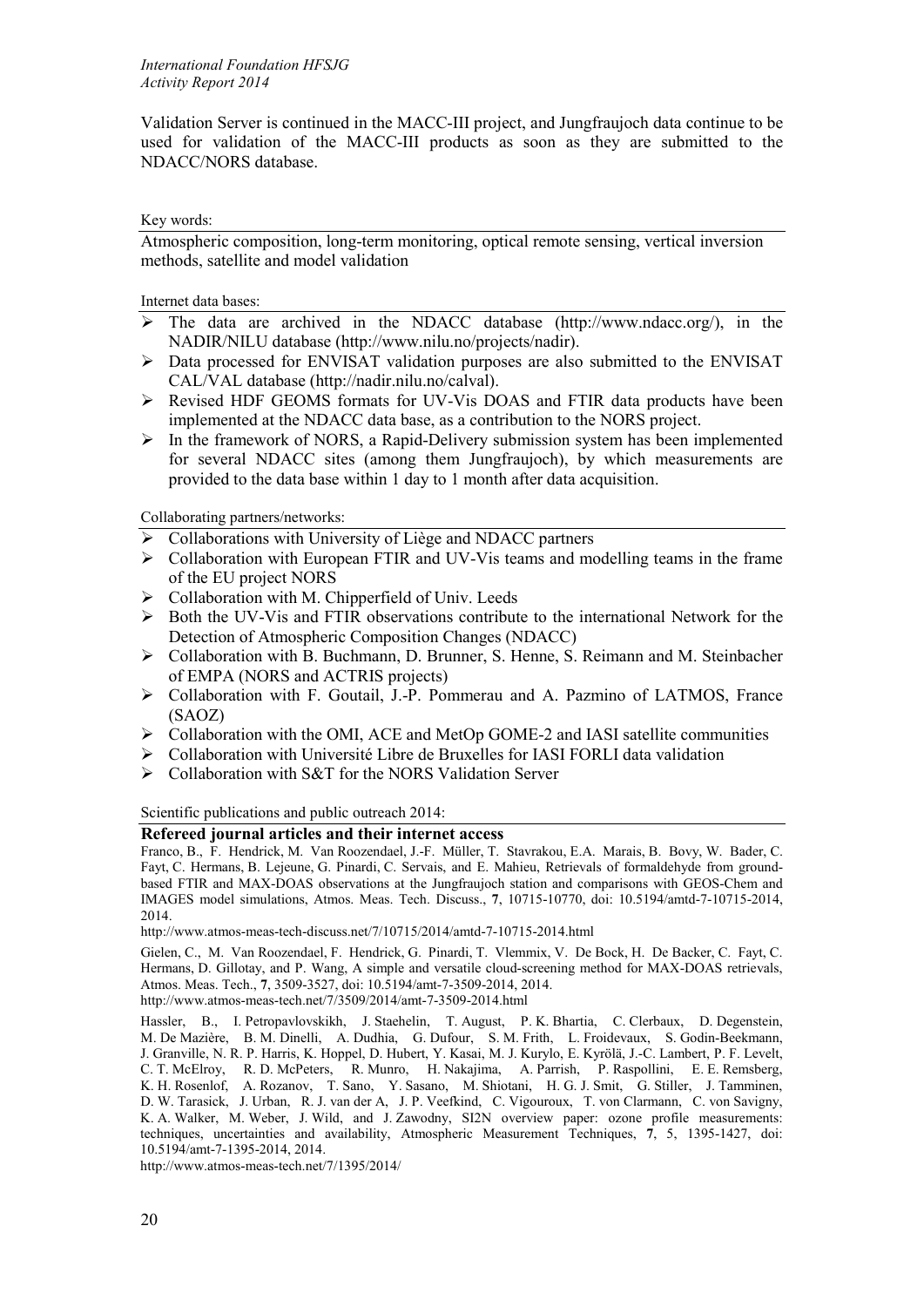Validation Server is continued in the MACC-III project, and Jungfraujoch data continue to be used for validation of the MACC-III products as soon as they are submitted to the NDACC/NORS database.

Key words:

Atmospheric composition, long-term monitoring, optical remote sensing, vertical inversion methods, satellite and model validation

Internet data bases:

- The data are archived in the NDACC database (http://www.ndacc.org/), in the NADIR/NILU database (http://www.nilu.no/projects/nadir).
- Data processed for ENVISAT validation purposes are also submitted to the ENVISAT CAL/VAL database (http://nadir.nilu.no/calval).
- Revised HDF GEOMS formats for UV-Vis DOAS and FTIR data products have been implemented at the NDACC data base, as a contribution to the NORS project.
- In the framework of NORS, a Rapid-Delivery submission system has been implemented for several NDACC sites (among them Jungfraujoch), by which measurements are provided to the data base within 1 day to 1 month after data acquisition.

Collaborating partners/networks:

- Collaborations with University of Liège and NDACC partners
- Collaboration with European FTIR and UV-Vis teams and modelling teams in the frame of the EU project NORS
- Collaboration with M. Chipperfield of Univ. Leeds
- Both the UV-Vis and FTIR observations contribute to the international Network for the Detection of Atmospheric Composition Changes (NDACC)
- Collaboration with B. Buchmann, D. Brunner, S. Henne, S. Reimann and M. Steinbacher of EMPA (NORS and ACTRIS projects)
- Collaboration with F. Goutail, J.-P. Pommerau and A. Pazmino of LATMOS, France (SAOZ)
- Collaboration with the OMI, ACE and MetOp GOME-2 and IASI satellite communities
- Collaboration with Université Libre de Bruxelles for IASI FORLI data validation
- Collaboration with S&T for the NORS Validation Server

Scientific publications and public outreach 2014:

**Refereed journal articles and their internet access**

Franco, B., F. Hendrick, M. Van Roozendael, J.-F. Müller, T. Stavrakou, E.A. Marais, B. Bovy, W. Bader, C. Fayt, C. Hermans, B. Lejeune, G. Pinardi, C. Servais, and E. Mahieu, Retrievals of formaldehyde from ground-based FTIR and MAX-DOAS observations at the Jungfraujoch station and comparisons with GEOS-Chem and IMAGES model simulations, Atmos. Meas. Tech. Discuss., **7**, 10715-10770, doi: 10.5194/amtd-7-10715-2014, 2014.

http://www.atmos-meas-tech-discuss.net/7/10715/2014/amtd-7-10715-2014.html

Gielen, C., M. Van Roozendael, F. Hendrick, G. Pinardi, T. Vlemmix, V. De Bock, H. De Backer, C. Fayt, C. Hermans, D. Gillotay, and P. Wang, A simple and versatile cloud-screening method for MAX-DOAS retrievals, Atmos. Meas. Tech., **7**, 3509-3527, doi: 10.5194/amt-7-3509-2014, 2014.
http://www.atmos-meas-tech.net/7/3509/2014/amt-7-3509-2014.html

Hassler, B., I. Petropavlovskikh, J. Staehelin, T. August, P. K. Bhartia, C. Clerbaux, D. Degenstein, M. De Mazière, B. M. Dinelli, A. Dudhia, G. Dufour, S. M. Frith, L. Froidevaux, S. Godin-Beekmann, J. Granville, N. R. P. Harris, K. Hoppel, D. Hubert, Y. Kasai, M. J. Kurylo, E. Kyrölä, J.-C. Lambert, P. F. Levelt, C. T. McElroy, R. D. McPeters, R. Munro, H. Nakajima, A. Parrish, P. Raspollini, E. E. Remsberg, K. H. Rosenlof, A. Rozanov, T. Sano, Y. Sasano, M. Shiotani, H. G. J. Smit, G. Stiller, J. Tamminen, D. W. Tarasick, J. Urban, R. J. van der A, J. P. Veefkind, C. Vigouroux, T. von Clarmann, C. von Savigny, K. A. Walker, M. Weber, J. Wild, and J. Zawodny, SI2N overview paper: ozone profile measurements: techniques, uncertainties and availability, Atmospheric Measurement Techniques, **7**, 5, 1395-1427, doi: 10.5194/amt-7-1395-2014, 2014.

http://www.atmos-meas-tech.net/7/1395/2014/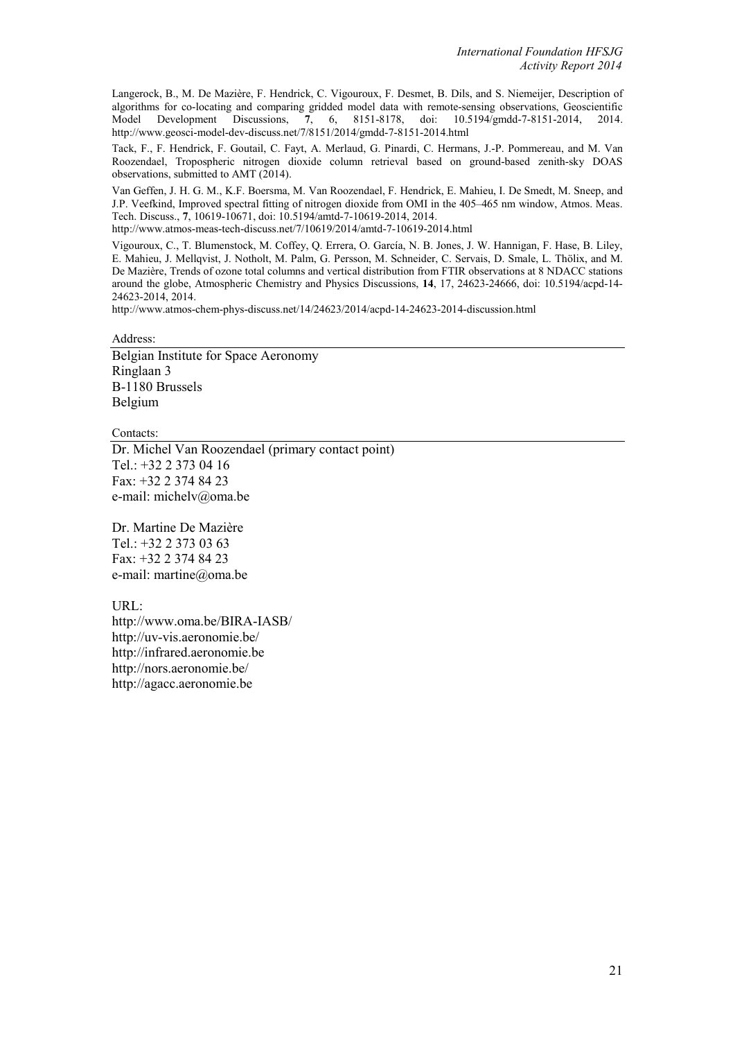Langerock, B., M. De Mazière, F. Hendrick, C. Vigouroux, F. Desmet, B. Dils, and S. Niemeijer, Description of algorithms for co-locating and comparing gridded model data with remote-sensing observations, Geoscientific Model Development Discussions, **7**, 6, 8151-8178, doi: 10.5194/gmdd-7-8151-2014, 2014. http://www.geosci-model-dev-discuss.net/7/8151/2014/gmdd-7-8151-2014.html

Tack, F., F. Hendrick, F. Goutail, C. Fayt, A. Merlaud, G. Pinardi, C. Hermans, J.-P. Pommereau, and M. Van Roozendael, Tropospheric nitrogen dioxide column retrieval based on ground-based zenith-sky DOAS observations, submitted to AMT (2014).

Van Geffen, J. H. G. M., K.F. Boersma, M. Van Roozendael, F. Hendrick, E. Mahieu, I. De Smedt, M. Sneep, and J.P. Veefkind, Improved spectral fitting of nitrogen dioxide from OMI in the 405–465 nm window, Atmos. Meas. Tech. Discuss., **7**, 10619-10671, doi: 10.5194/amtd-7-10619-2014, 2014.
http://www.atmos-meas-tech-discuss.net/7/10619/2014/amtd-7-10619-2014.html

Vigouroux, C., T. Blumenstock, M. Coffey, Q. Errera, O. García, N. B. Jones, J. W. Hannigan, F. Hase, B. Liley, E. Mahieu, J. Mellqvist, J. Notholt, M. Palm, G. Persson, M. Schneider, C. Servais, D. Smale, L. Thölix, and M. De Mazière, Trends of ozone total columns and vertical distribution from FTIR observations at 8 NDACC stations around the globe, Atmospheric Chemistry and Physics Discussions, **14**, 17, 24623-24666, doi: 10.5194/acpd-14-24623-2014, 2014.
http://www.atmos-chem-phys-discuss.net/14/24623/2014/acpd-14-24623-2014-discussion.html

Address:

Belgian Institute for Space Aeronomy
Ringlaan 3
B-1180 Brussels
Belgium

Contacts:

Dr. Michel Van Roozendael (primary contact point)
Tel.: +32 2 373 04 16
Fax: +32 2 374 84 23
e-mail: michelv@oma.be

Dr. Martine De Mazière
Tel.: +32 2 373 03 63
Fax: +32 2 374 84 23
e-mail: martine@oma.be

URL:
http://www.oma.be/BIRA-IASB/
http://uv-vis.aeronomie.be/
http://infrared.aeronomie.be
http://nors.aeronomie.be/
http://agacc.aeronomie.be